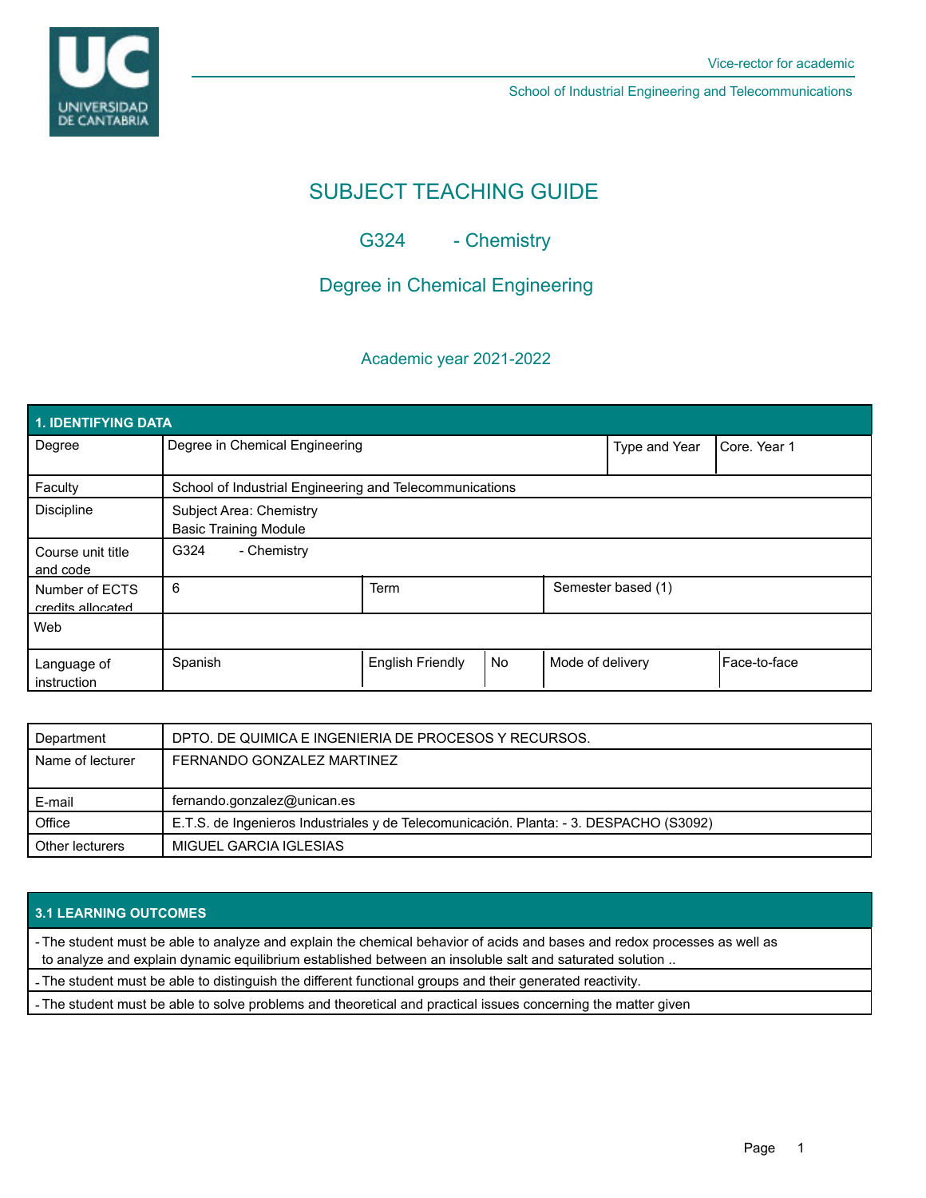Vice-rector for academic

School of Industrial Engineering and Telecommunications

# SUBJECT TEACHING GUIDE

## G324 - Chemistry

## Degree in Chemical Engineering

### Academic year 2021-2022

| 1. IDENTIFYING DATA | | | | | |
|---|---|---|---|---|---|
| Degree | Degree in Chemical Engineering | | | Type and Year | Core. Year 1 |
| Faculty | School of Industrial Engineering and Telecommunications | | | | |
| Discipline | Subject Area: Chemistry<br>Basic Training Module | | | | |
| Course unit title and code | G324 - Chemistry | | | | |
| Number of ECTS credits allocated | 6 | Term | | Semester based (1) | |
| Web | | | | | |
| Language of instruction | Spanish | English Friendly | No | Mode of delivery | Face-to-face |

| | |
|---|---|
| Department | DPTO. DE QUIMICA E INGENIERIA DE PROCESOS Y RECURSOS. |
| Name of lecturer | FERNANDO GONZALEZ MARTINEZ |
| E-mail | fernando.gonzalez@unican.es |
| Office | E.T.S. de Ingenieros Industriales y de Telecomunicación. Planta: - 3. DESPACHO (S3092) |
| Other lecturers | MIGUEL GARCIA IGLESIAS |

| 3.1 LEARNING OUTCOMES |
|---|
| - The student must be able to analyze and explain the chemical behavior of acids and bases and redox processes as well as to analyze and explain dynamic equilibrium established between an insoluble salt and saturated solution .. |
| - The student must be able to distinguish the different functional groups and their generated reactivity. |
| - The student must be able to solve problems and theoretical and practical issues concerning the matter given |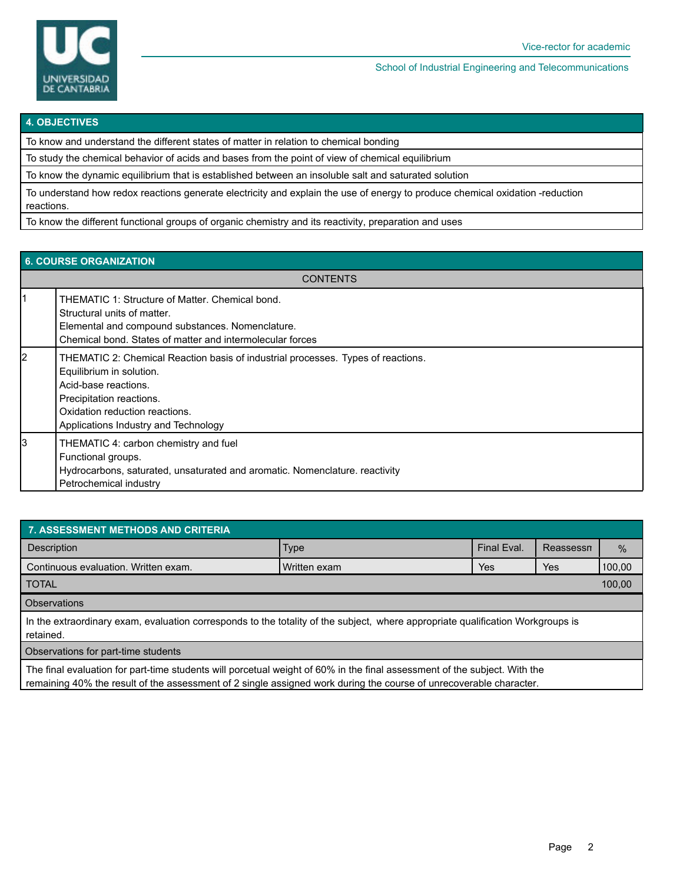## 4. OBJECTIVES

To know and understand the different states of matter in relation to chemical bonding

To study the chemical behavior of acids and bases from the point of view of chemical equilibrium

To know the dynamic equilibrium that is established between an insoluble salt and saturated solution

To understand how redox reactions generate electricity and explain the use of energy to produce chemical oxidation -reduction reactions.

To know the different functional groups of organic chemistry and its reactivity, preparation and uses

## 6. COURSE ORGANIZATION

| | CONTENTS |
|---|---|
| 1 | THEMATIC 1: Structure of Matter. Chemical bond.<br>Structural units of matter.<br>Elemental and compound substances. Nomenclature.<br>Chemical bond. States of matter and intermolecular forces |
| 2 | THEMATIC 2: Chemical Reaction basis of industrial processes. Types of reactions.<br>Equilibrium in solution.<br>Acid-base reactions.<br>Precipitation reactions.<br>Oxidation reduction reactions.<br>Applications Industry and Technology |
| 3 | THEMATIC 4: carbon chemistry and fuel<br>Functional groups.<br>Hydrocarbons, saturated, unsaturated and aromatic. Nomenclature. reactivity<br>Petrochemical industry |

## 7. ASSESSMENT METHODS AND CRITERIA

| Description | Type | Final Eval. | Reassessn | % |
|---|---|---|---|---|
| Continuous evaluation. Written exam. | Written exam | Yes | Yes | 100,00 |
| TOTAL | | | | 100,00 |

**Observations**

In the extraordinary exam, evaluation corresponds to the totality of the subject, where appropriate qualification Workgroups is retained.

**Observations for part-time students**

The final evaluation for part-time students will porcetual weight of 60% in the final assessment of the subject. With the remaining 40% the result of the assessment of 2 single assigned work during the course of unrecoverable character.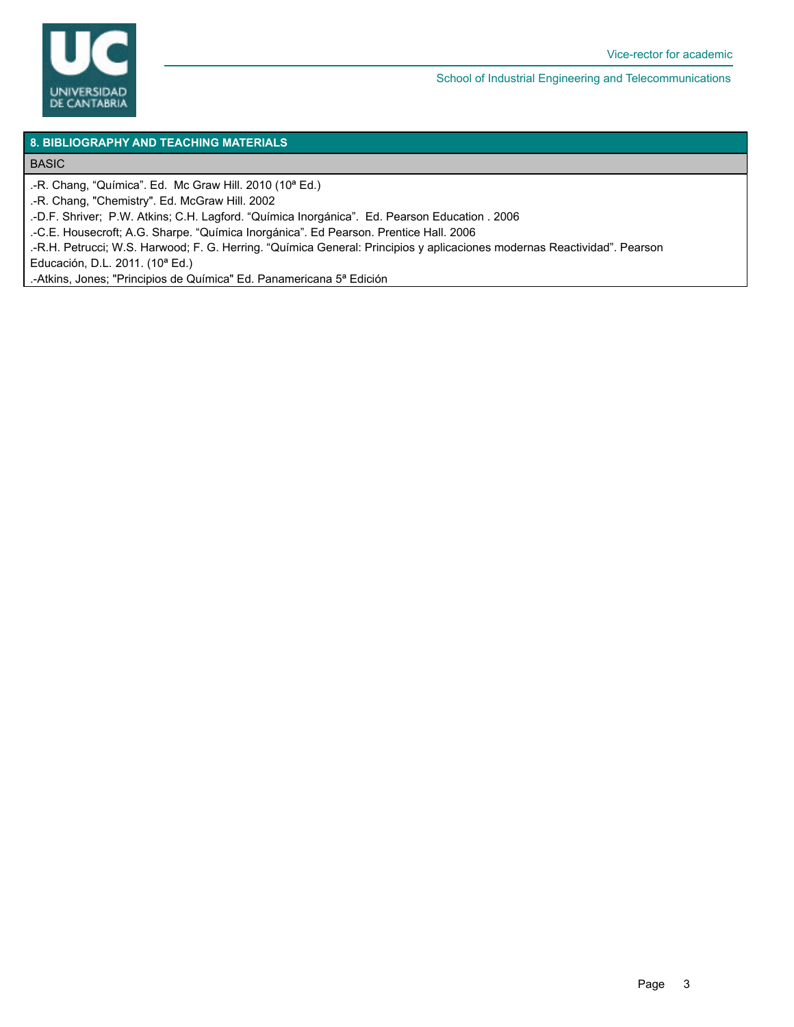## 8. BIBLIOGRAPHY AND TEACHING MATERIALS

### BASIC

.-R. Chang, “Química”. Ed. Mc Graw Hill. 2010 (10ª Ed.)
.-R. Chang, "Chemistry". Ed. McGraw Hill. 2002
.-D.F. Shriver; P.W. Atkins; C.H. Lagford. “Química Inorgánica”. Ed. Pearson Education . 2006
.-C.E. Housecroft; A.G. Sharpe. “Química Inorgánica”. Ed Pearson. Prentice Hall. 2006
.-R.H. Petrucci; W.S. Harwood; F. G. Herring. “Química General: Principios y aplicaciones modernas Reactividad”. Pearson Educación, D.L. 2011. (10ª Ed.)
.-Atkins, Jones; "Principios de Química" Ed. Panamericana 5ª Edición